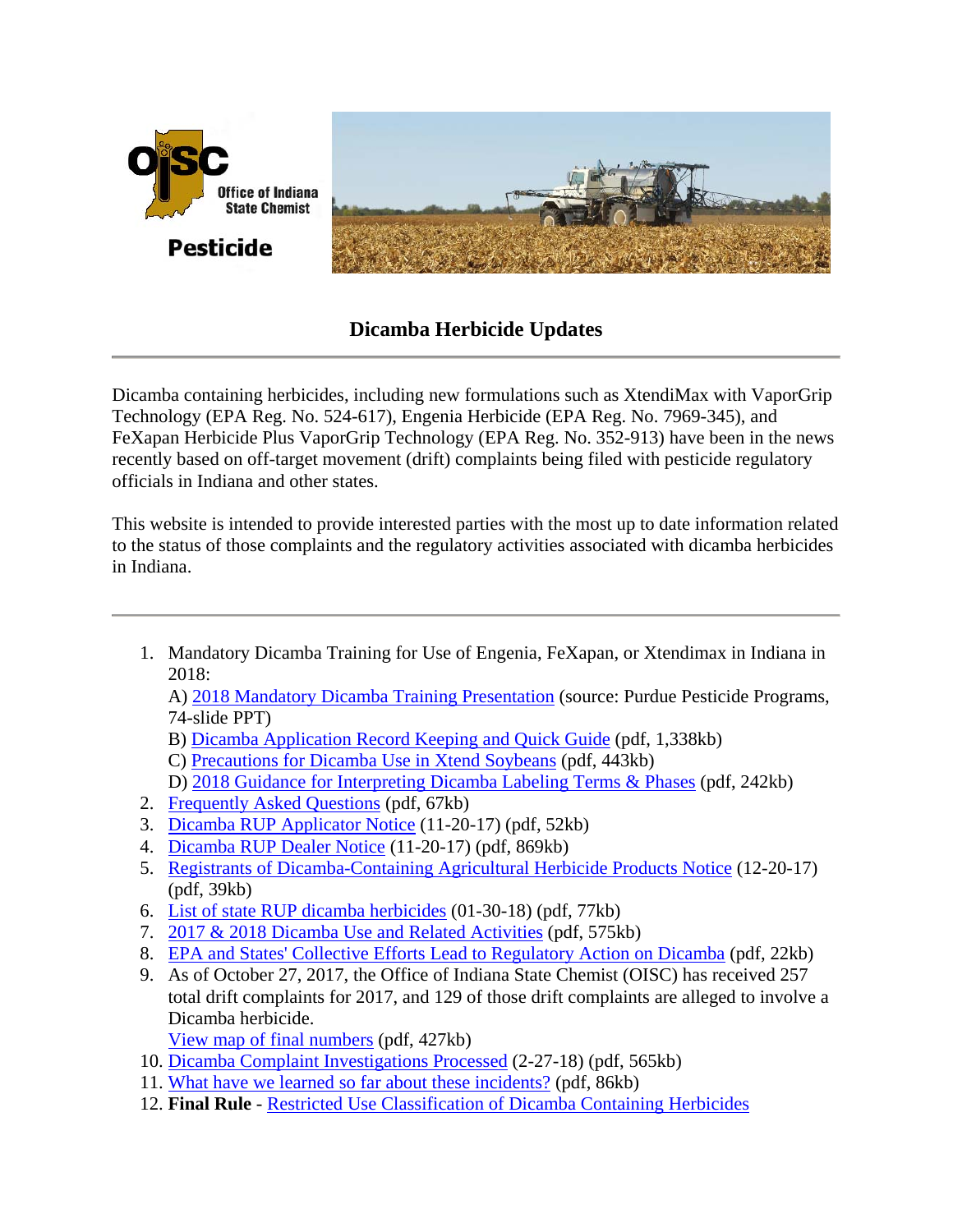OISC Office of Indiana State Chemist

**Pesticide**

# Dicamba Herbicide Updates

---

Dicamba containing herbicides, including new formulations such as XtendiMax with VaporGrip Technology (EPA Reg. No. 524-617), Engenia Herbicide (EPA Reg. No. 7969-345), and FeXapan Herbicide Plus VaporGrip Technology (EPA Reg. No. 352-913) have been in the news recently based on off-target movement (drift) complaints being filed with pesticide regulatory officials in Indiana and other states.

This website is intended to provide interested parties with the most up to date information related to the status of those complaints and the regulatory activities associated with dicamba herbicides in Indiana.

---

1. Mandatory Dicamba Training for Use of Engenia, FeXapan, or Xtendimax in Indiana in 2018:
   A) 2018 Mandatory Dicamba Training Presentation (source: Purdue Pesticide Programs, 74-slide PPT)
   B) Dicamba Application Record Keeping and Quick Guide (pdf, 1,338kb)
   C) Precautions for Dicamba Use in Xtend Soybeans (pdf, 443kb)
   D) 2018 Guidance for Interpreting Dicamba Labeling Terms & Phases (pdf, 242kb)
2. Frequently Asked Questions (pdf, 67kb)
3. Dicamba RUP Applicator Notice (11-20-17) (pdf, 52kb)
4. Dicamba RUP Dealer Notice (11-20-17) (pdf, 869kb)
5. Registrants of Dicamba-Containing Agricultural Herbicide Products Notice (12-20-17) (pdf, 39kb)
6. List of state RUP dicamba herbicides (01-30-18) (pdf, 77kb)
7. 2017 & 2018 Dicamba Use and Related Activities (pdf, 575kb)
8. EPA and States' Collective Efforts Lead to Regulatory Action on Dicamba (pdf, 22kb)
9. As of October 27, 2017, the Office of Indiana State Chemist (OISC) has received 257 total drift complaints for 2017, and 129 of those drift complaints are alleged to involve a Dicamba herbicide.
   View map of final numbers (pdf, 427kb)
10. Dicamba Complaint Investigations Processed (2-27-18) (pdf, 565kb)
11. What have we learned so far about these incidents? (pdf, 86kb)
12. **Final Rule** - Restricted Use Classification of Dicamba Containing Herbicides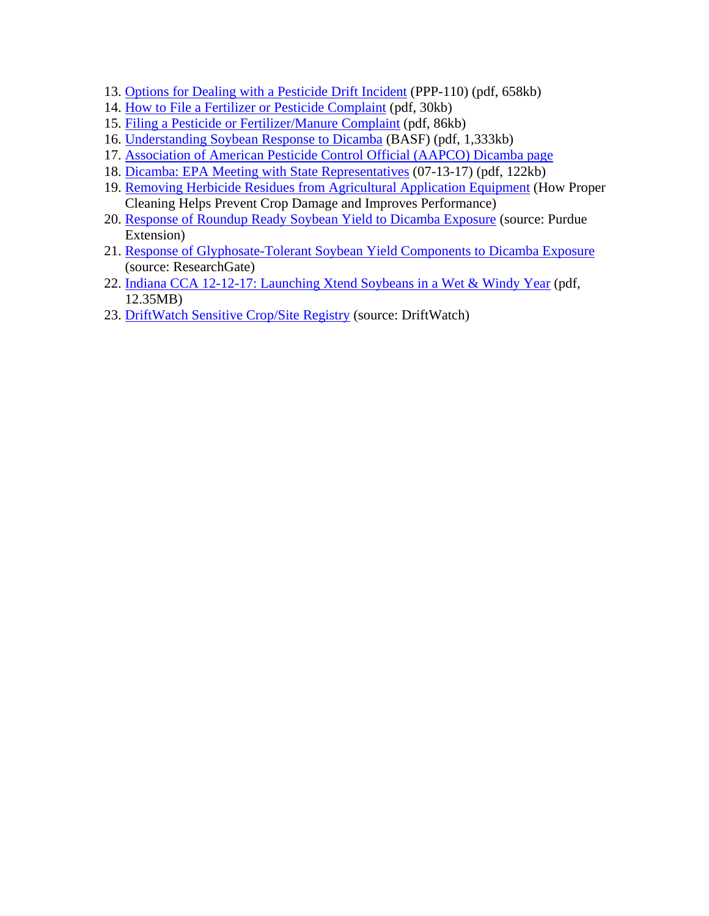13. Options for Dealing with a Pesticide Drift Incident (PPP-110) (pdf, 658kb)
14. How to File a Fertilizer or Pesticide Complaint (pdf, 30kb)
15. Filing a Pesticide or Fertilizer/Manure Complaint (pdf, 86kb)
16. Understanding Soybean Response to Dicamba (BASF) (pdf, 1,333kb)
17. Association of American Pesticide Control Official (AAPCO) Dicamba page
18. Dicamba: EPA Meeting with State Representatives (07-13-17) (pdf, 122kb)
19. Removing Herbicide Residues from Agricultural Application Equipment (How Proper Cleaning Helps Prevent Crop Damage and Improves Performance)
20. Response of Roundup Ready Soybean Yield to Dicamba Exposure (source: Purdue Extension)
21. Response of Glyphosate-Tolerant Soybean Yield Components to Dicamba Exposure (source: ResearchGate)
22. Indiana CCA 12-12-17: Launching Xtend Soybeans in a Wet & Windy Year (pdf, 12.35MB)
23. DriftWatch Sensitive Crop/Site Registry (source: DriftWatch)